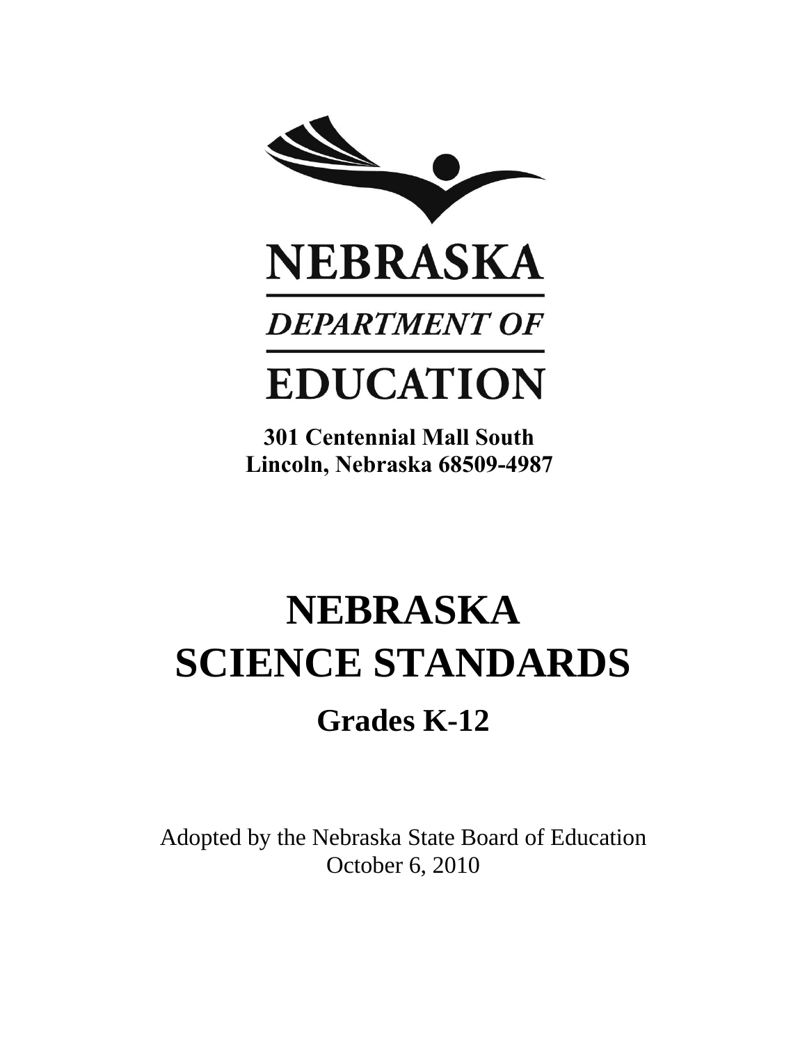NEBRASKA

*DEPARTMENT OF*

EDUCATION

**301 Centennial Mall South**
**Lincoln, Nebraska 68509-4987**

# NEBRASKA SCIENCE STANDARDS

## Grades K-12

Adopted by the Nebraska State Board of Education
October 6, 2010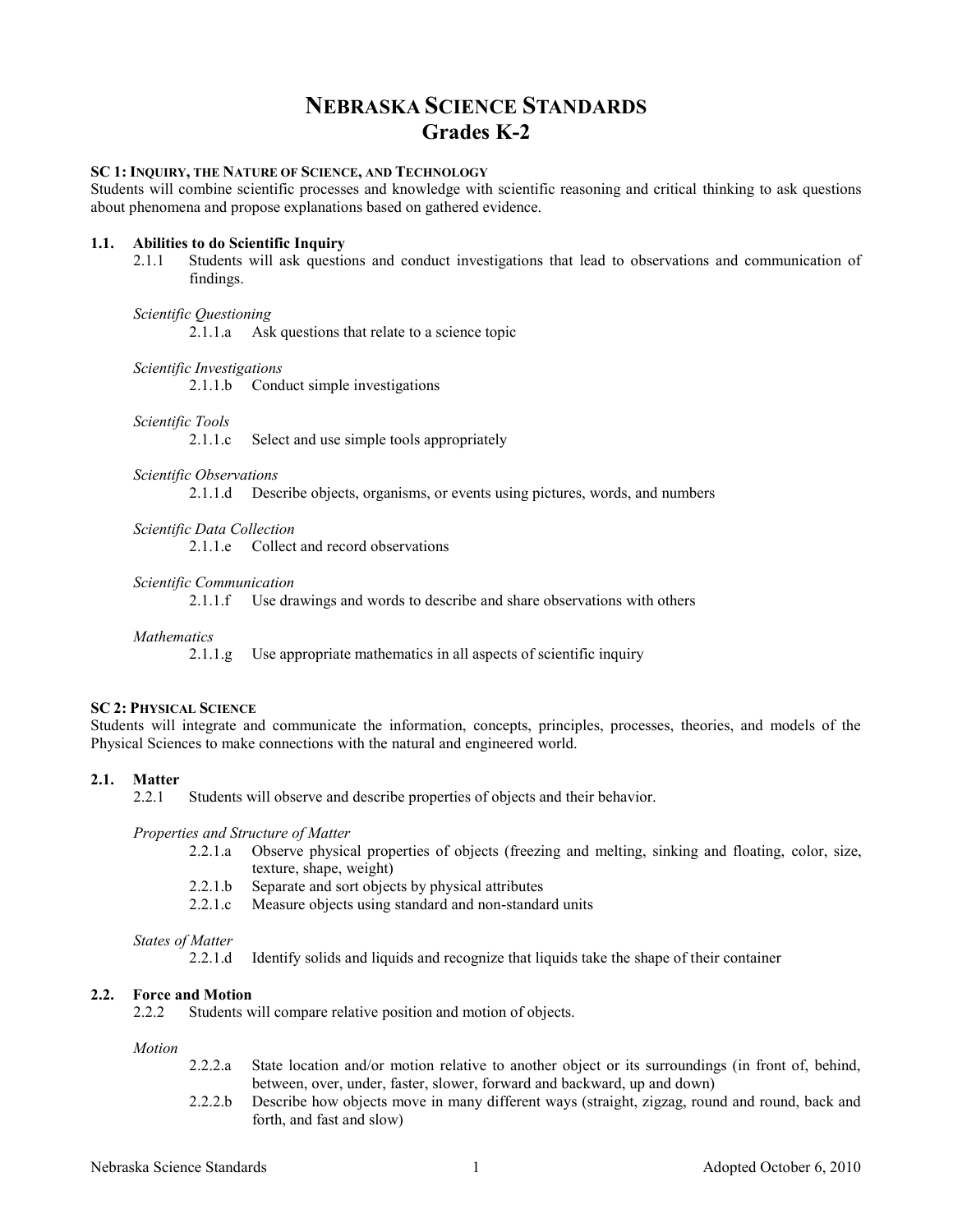# NEBRASKA SCIENCE STANDARDS
## Grades K-2

**SC 1: INQUIRY, THE NATURE OF SCIENCE, AND TECHNOLOGY**
Students will combine scientific processes and knowledge with scientific reasoning and critical thinking to ask questions about phenomena and propose explanations based on gathered evidence.

**1.1. Abilities to do Scientific Inquiry**

2.1.1 Students will ask questions and conduct investigations that lead to observations and communication of findings.

*Scientific Questioning*

- 2.1.1.a Ask questions that relate to a science topic

*Scientific Investigations*

- 2.1.1.b Conduct simple investigations

*Scientific Tools*

- 2.1.1.c Select and use simple tools appropriately

*Scientific Observations*

- 2.1.1.d Describe objects, organisms, or events using pictures, words, and numbers

*Scientific Data Collection*

- 2.1.1.e Collect and record observations

*Scientific Communication*

- 2.1.1.f Use drawings and words to describe and share observations with others

*Mathematics*

- 2.1.1.g Use appropriate mathematics in all aspects of scientific inquiry

**SC 2: PHYSICAL SCIENCE**
Students will integrate and communicate the information, concepts, principles, processes, theories, and models of the Physical Sciences to make connections with the natural and engineered world.

**2.1. Matter**

2.2.1 Students will observe and describe properties of objects and their behavior.

*Properties and Structure of Matter*

- 2.2.1.a Observe physical properties of objects (freezing and melting, sinking and floating, color, size, texture, shape, weight)
- 2.2.1.b Separate and sort objects by physical attributes
- 2.2.1.c Measure objects using standard and non-standard units

*States of Matter*

- 2.2.1.d Identify solids and liquids and recognize that liquids take the shape of their container

**2.2. Force and Motion**

2.2.2 Students will compare relative position and motion of objects.

*Motion*

- 2.2.2.a State location and/or motion relative to another object or its surroundings (in front of, behind, between, over, under, faster, slower, forward and backward, up and down)
- 2.2.2.b Describe how objects move in many different ways (straight, zigzag, round and round, back and forth, and fast and slow)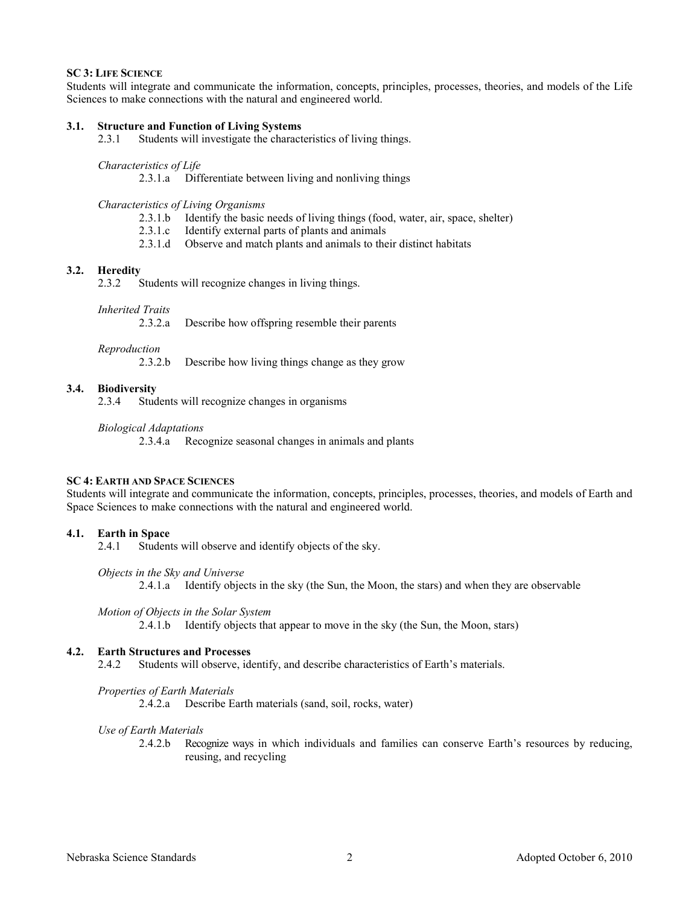**SC 3: LIFE SCIENCE**

Students will integrate and communicate the information, concepts, principles, processes, theories, and models of the Life Sciences to make connections with the natural and engineered world.

**3.1. Structure and Function of Living Systems**

2.3.1 Students will investigate the characteristics of living things.

*Characteristics of Life*

2.3.1.a Differentiate between living and nonliving things

*Characteristics of Living Organisms*

2.3.1.b Identify the basic needs of living things (food, water, air, space, shelter)

2.3.1.c Identify external parts of plants and animals

2.3.1.d Observe and match plants and animals to their distinct habitats

**3.2. Heredity**

2.3.2 Students will recognize changes in living things.

*Inherited Traits*

2.3.2.a Describe how offspring resemble their parents

*Reproduction*

2.3.2.b Describe how living things change as they grow

**3.4. Biodiversity**

2.3.4 Students will recognize changes in organisms

*Biological Adaptations*

2.3.4.a Recognize seasonal changes in animals and plants

**SC 4: EARTH AND SPACE SCIENCES**

Students will integrate and communicate the information, concepts, principles, processes, theories, and models of Earth and Space Sciences to make connections with the natural and engineered world.

**4.1. Earth in Space**

2.4.1 Students will observe and identify objects of the sky.

*Objects in the Sky and Universe*

2.4.1.a Identify objects in the sky (the Sun, the Moon, the stars) and when they are observable

*Motion of Objects in the Solar System*

2.4.1.b Identify objects that appear to move in the sky (the Sun, the Moon, stars)

**4.2. Earth Structures and Processes**

2.4.2 Students will observe, identify, and describe characteristics of Earth's materials.

*Properties of Earth Materials*

2.4.2.a Describe Earth materials (sand, soil, rocks, water)

*Use of Earth Materials*

2.4.2.b Recognize ways in which individuals and families can conserve Earth's resources by reducing, reusing, and recycling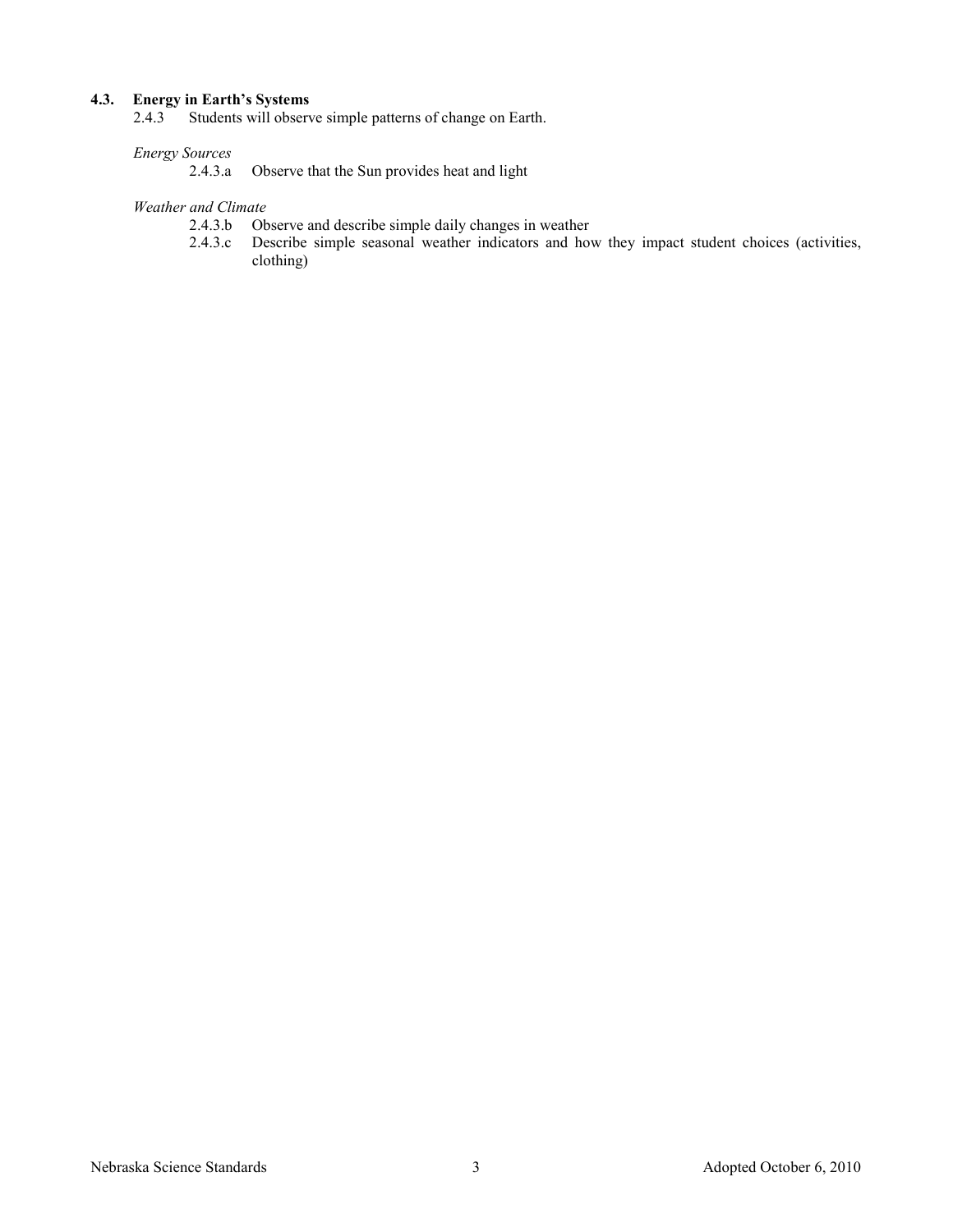### 4.3. Energy in Earth's Systems

2.4.3 Students will observe simple patterns of change on Earth.

*Energy Sources*

- 2.4.3.a Observe that the Sun provides heat and light

*Weather and Climate*

- 2.4.3.b Observe and describe simple daily changes in weather
- 2.4.3.c Describe simple seasonal weather indicators and how they impact student choices (activities, clothing)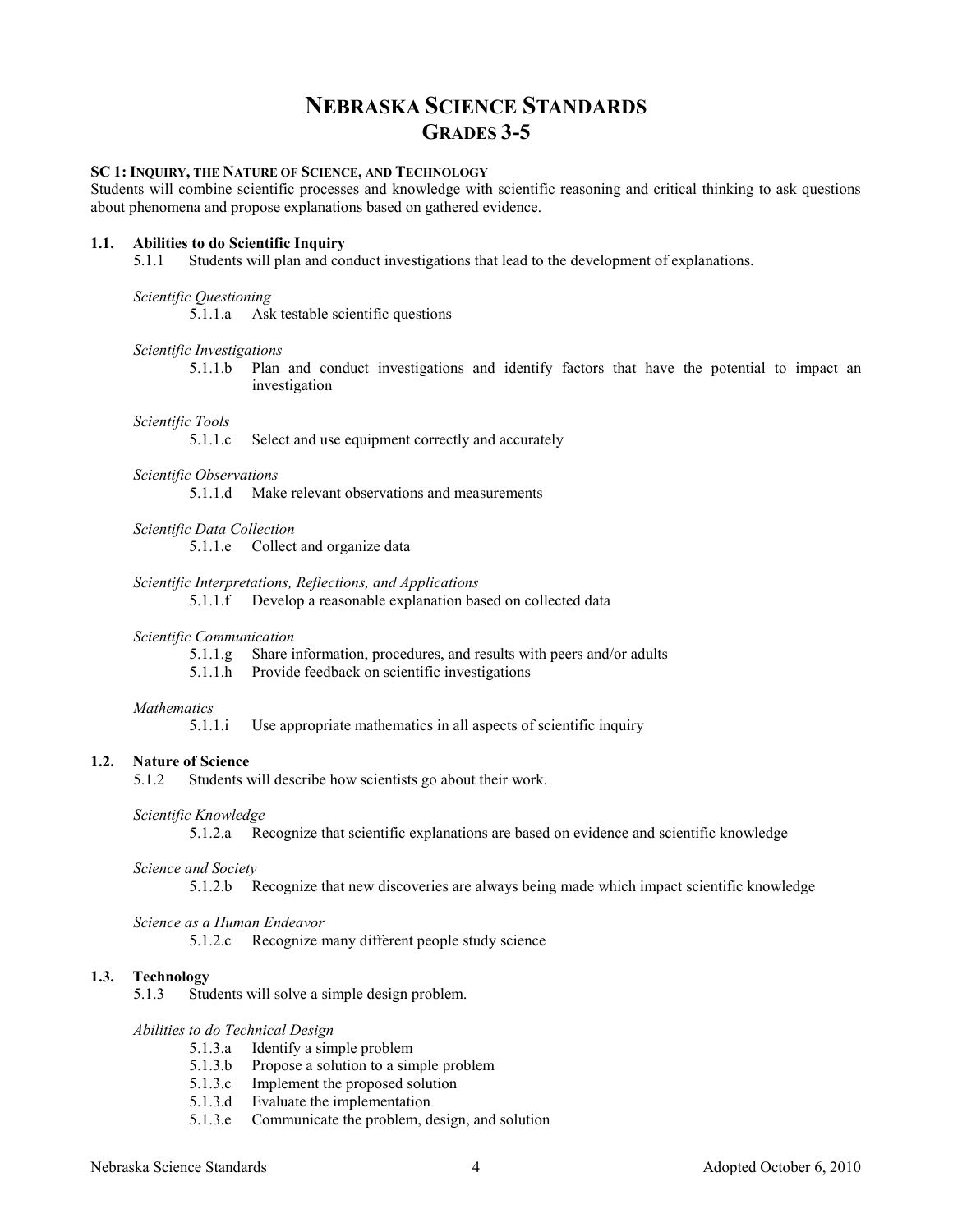# NEBRASKA SCIENCE STANDARDS
## GRADES 3-5

### SC 1: INQUIRY, THE NATURE OF SCIENCE, AND TECHNOLOGY

Students will combine scientific processes and knowledge with scientific reasoning and critical thinking to ask questions about phenomena and propose explanations based on gathered evidence.

#### 1.1. Abilities to do Scientific Inquiry

5.1.1 Students will plan and conduct investigations that lead to the development of explanations.

*Scientific Questioning*

5.1.1.a Ask testable scientific questions

*Scientific Investigations*

5.1.1.b Plan and conduct investigations and identify factors that have the potential to impact an investigation

*Scientific Tools*

5.1.1.c Select and use equipment correctly and accurately

*Scientific Observations*

5.1.1.d Make relevant observations and measurements

*Scientific Data Collection*

5.1.1.e Collect and organize data

*Scientific Interpretations, Reflections, and Applications*

5.1.1.f Develop a reasonable explanation based on collected data

*Scientific Communication*

5.1.1.g Share information, procedures, and results with peers and/or adults
5.1.1.h Provide feedback on scientific investigations

*Mathematics*

5.1.1.i Use appropriate mathematics in all aspects of scientific inquiry

#### 1.2. Nature of Science

5.1.2 Students will describe how scientists go about their work.

*Scientific Knowledge*

5.1.2.a Recognize that scientific explanations are based on evidence and scientific knowledge

*Science and Society*

5.1.2.b Recognize that new discoveries are always being made which impact scientific knowledge

*Science as a Human Endeavor*

5.1.2.c Recognize many different people study science

#### 1.3. Technology

5.1.3 Students will solve a simple design problem.

*Abilities to do Technical Design*

5.1.3.a Identify a simple problem
5.1.3.b Propose a solution to a simple problem
5.1.3.c Implement the proposed solution
5.1.3.d Evaluate the implementation
5.1.3.e Communicate the problem, design, and solution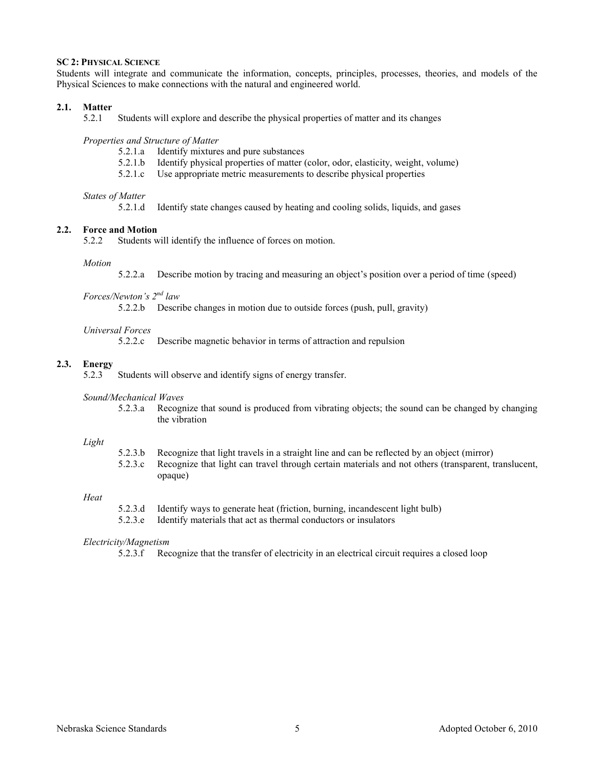**SC 2: PHYSICAL SCIENCE**

Students will integrate and communicate the information, concepts, principles, processes, theories, and models of the Physical Sciences to make connections with the natural and engineered world.

## 2.1. Matter

5.2.1 Students will explore and describe the physical properties of matter and its changes

*Properties and Structure of Matter*

- 5.2.1.a Identify mixtures and pure substances
- 5.2.1.b Identify physical properties of matter (color, odor, elasticity, weight, volume)
- 5.2.1.c Use appropriate metric measurements to describe physical properties

*States of Matter*

- 5.2.1.d Identify state changes caused by heating and cooling solids, liquids, and gases

## 2.2. Force and Motion

5.2.2 Students will identify the influence of forces on motion.

*Motion*

- 5.2.2.a Describe motion by tracing and measuring an object's position over a period of time (speed)

*Forces/Newton's 2nd law*

- 5.2.2.b Describe changes in motion due to outside forces (push, pull, gravity)

*Universal Forces*

- 5.2.2.c Describe magnetic behavior in terms of attraction and repulsion

## 2.3. Energy

5.2.3 Students will observe and identify signs of energy transfer.

*Sound/Mechanical Waves*

- 5.2.3.a Recognize that sound is produced from vibrating objects; the sound can be changed by changing the vibration

*Light*

- 5.2.3.b Recognize that light travels in a straight line and can be reflected by an object (mirror)
- 5.2.3.c Recognize that light can travel through certain materials and not others (transparent, translucent, opaque)

*Heat*

- 5.2.3.d Identify ways to generate heat (friction, burning, incandescent light bulb)
- 5.2.3.e Identify materials that act as thermal conductors or insulators

*Electricity/Magnetism*

- 5.2.3.f Recognize that the transfer of electricity in an electrical circuit requires a closed loop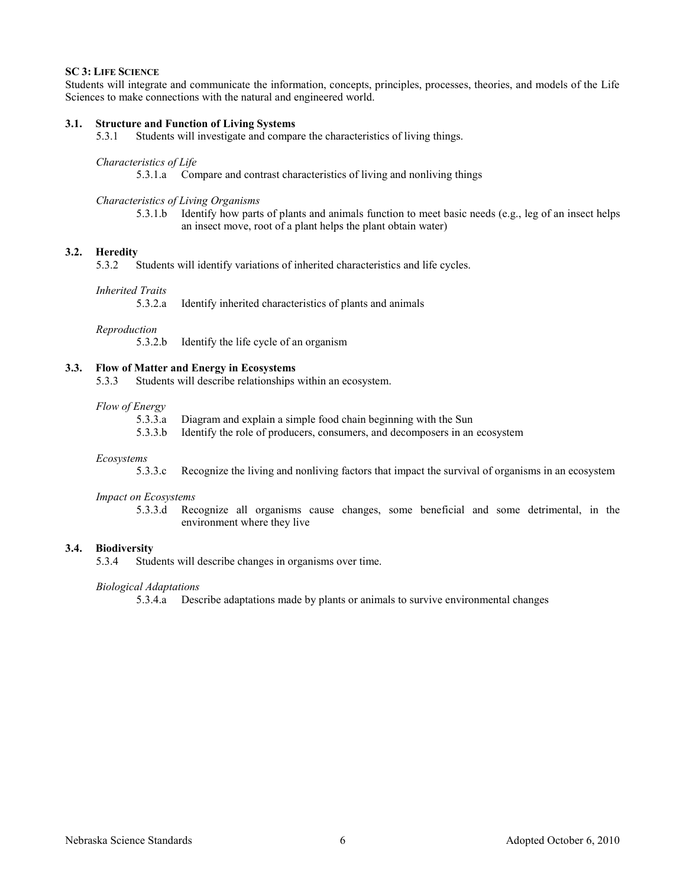## SC 3: Life Science

Students will integrate and communicate the information, concepts, principles, processes, theories, and models of the Life Sciences to make connections with the natural and engineered world.

### 3.1. Structure and Function of Living Systems

5.3.1 Students will investigate and compare the characteristics of living things.

*Characteristics of Life*

5.3.1.a Compare and contrast characteristics of living and nonliving things

*Characteristics of Living Organisms*

5.3.1.b Identify how parts of plants and animals function to meet basic needs (e.g., leg of an insect helps an insect move, root of a plant helps the plant obtain water)

### 3.2. Heredity

5.3.2 Students will identify variations of inherited characteristics and life cycles.

*Inherited Traits*

5.3.2.a Identify inherited characteristics of plants and animals

*Reproduction*

5.3.2.b Identify the life cycle of an organism

### 3.3. Flow of Matter and Energy in Ecosystems

5.3.3 Students will describe relationships within an ecosystem.

*Flow of Energy*

5.3.3.a Diagram and explain a simple food chain beginning with the Sun

5.3.3.b Identify the role of producers, consumers, and decomposers in an ecosystem

*Ecosystems*

5.3.3.c Recognize the living and nonliving factors that impact the survival of organisms in an ecosystem

*Impact on Ecosystems*

5.3.3.d Recognize all organisms cause changes, some beneficial and some detrimental, in the environment where they live

### 3.4. Biodiversity

5.3.4 Students will describe changes in organisms over time.

*Biological Adaptations*

5.3.4.a Describe adaptations made by plants or animals to survive environmental changes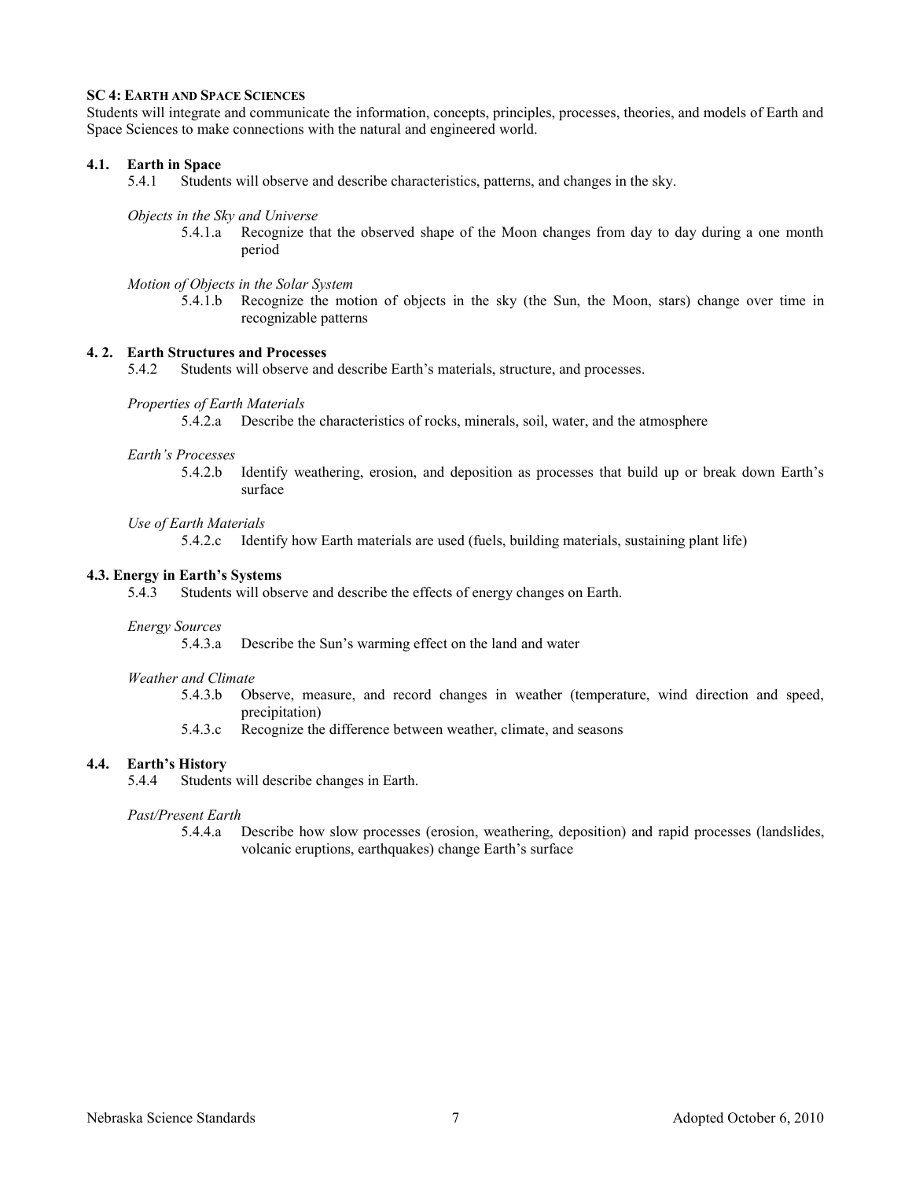**SC 4: EARTH AND SPACE SCIENCES**

Students will integrate and communicate the information, concepts, principles, processes, theories, and models of Earth and Space Sciences to make connections with the natural and engineered world.

**4.1. Earth in Space**

5.4.1 Students will observe and describe characteristics, patterns, and changes in the sky.

*Objects in the Sky and Universe*

5.4.1.a Recognize that the observed shape of the Moon changes from day to day during a one month period

*Motion of Objects in the Solar System*

5.4.1.b Recognize the motion of objects in the sky (the Sun, the Moon, stars) change over time in recognizable patterns

**4. 2. Earth Structures and Processes**

5.4.2 Students will observe and describe Earth's materials, structure, and processes.

*Properties of Earth Materials*

5.4.2.a Describe the characteristics of rocks, minerals, soil, water, and the atmosphere

*Earth's Processes*

5.4.2.b Identify weathering, erosion, and deposition as processes that build up or break down Earth's surface

*Use of Earth Materials*

5.4.2.c Identify how Earth materials are used (fuels, building materials, sustaining plant life)

**4.3. Energy in Earth's Systems**

5.4.3 Students will observe and describe the effects of energy changes on Earth.

*Energy Sources*

5.4.3.a Describe the Sun's warming effect on the land and water

*Weather and Climate*

5.4.3.b Observe, measure, and record changes in weather (temperature, wind direction and speed, precipitation)

5.4.3.c Recognize the difference between weather, climate, and seasons

**4.4. Earth's History**

5.4.4 Students will describe changes in Earth.

*Past/Present Earth*

5.4.4.a Describe how slow processes (erosion, weathering, deposition) and rapid processes (landslides, volcanic eruptions, earthquakes) change Earth's surface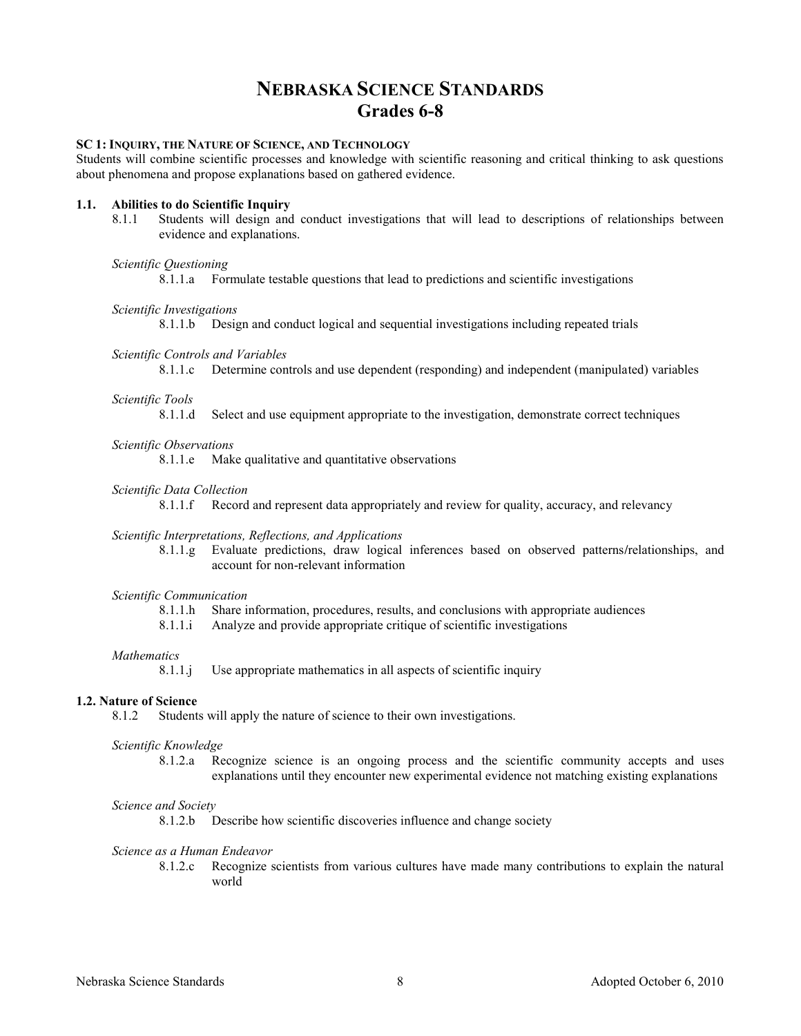# NEBRASKA SCIENCE STANDARDS
## Grades 6-8

### SC 1: INQUIRY, THE NATURE OF SCIENCE, AND TECHNOLOGY

Students will combine scientific processes and knowledge with scientific reasoning and critical thinking to ask questions about phenomena and propose explanations based on gathered evidence.

#### 1.1. Abilities to do Scientific Inquiry

8.1.1 Students will design and conduct investigations that will lead to descriptions of relationships between evidence and explanations.

*Scientific Questioning*

- 8.1.1.a Formulate testable questions that lead to predictions and scientific investigations

*Scientific Investigations*

- 8.1.1.b Design and conduct logical and sequential investigations including repeated trials

*Scientific Controls and Variables*

- 8.1.1.c Determine controls and use dependent (responding) and independent (manipulated) variables

*Scientific Tools*

- 8.1.1.d Select and use equipment appropriate to the investigation, demonstrate correct techniques

*Scientific Observations*

- 8.1.1.e Make qualitative and quantitative observations

*Scientific Data Collection*

- 8.1.1.f Record and represent data appropriately and review for quality, accuracy, and relevancy

*Scientific Interpretations, Reflections, and Applications*

- 8.1.1.g Evaluate predictions, draw logical inferences based on observed patterns/relationships, and account for non-relevant information

*Scientific Communication*

- 8.1.1.h Share information, procedures, results, and conclusions with appropriate audiences
- 8.1.1.i Analyze and provide appropriate critique of scientific investigations

*Mathematics*

- 8.1.1.j Use appropriate mathematics in all aspects of scientific inquiry

#### 1.2. Nature of Science

8.1.2 Students will apply the nature of science to their own investigations.

*Scientific Knowledge*

- 8.1.2.a Recognize science is an ongoing process and the scientific community accepts and uses explanations until they encounter new experimental evidence not matching existing explanations

*Science and Society*

- 8.1.2.b Describe how scientific discoveries influence and change society

*Science as a Human Endeavor*

- 8.1.2.c Recognize scientists from various cultures have made many contributions to explain the natural world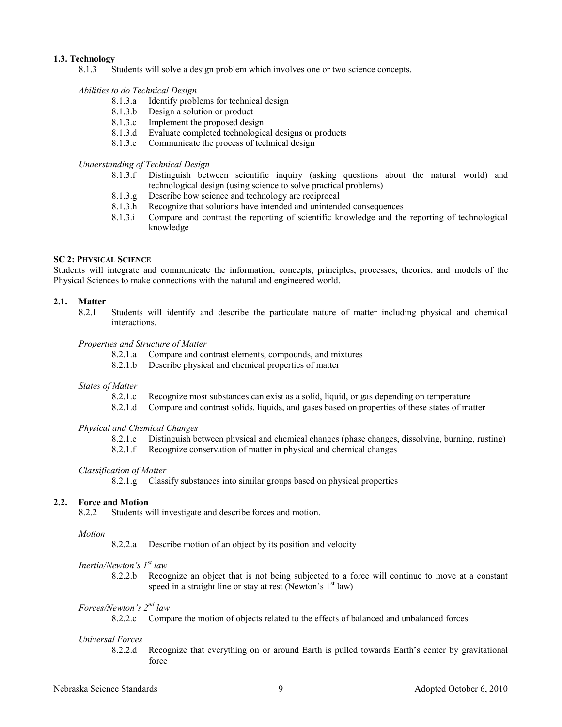### 1.3. Technology

8.1.3 Students will solve a design problem which involves one or two science concepts.

*Abilities to do Technical Design*

- 8.1.3.a Identify problems for technical design
- 8.1.3.b Design a solution or product
- 8.1.3.c Implement the proposed design
- 8.1.3.d Evaluate completed technological designs or products
- 8.1.3.e Communicate the process of technical design

*Understanding of Technical Design*

- 8.1.3.f Distinguish between scientific inquiry (asking questions about the natural world) and technological design (using science to solve practical problems)
- 8.1.3.g Describe how science and technology are reciprocal
- 8.1.3.h Recognize that solutions have intended and unintended consequences
- 8.1.3.i Compare and contrast the reporting of scientific knowledge and the reporting of technological knowledge

## SC 2: PHYSICAL SCIENCE

Students will integrate and communicate the information, concepts, principles, processes, theories, and models of the Physical Sciences to make connections with the natural and engineered world.

### 2.1. Matter

8.2.1 Students will identify and describe the particulate nature of matter including physical and chemical interactions.

*Properties and Structure of Matter*

- 8.2.1.a Compare and contrast elements, compounds, and mixtures
- 8.2.1.b Describe physical and chemical properties of matter

*States of Matter*

- 8.2.1.c Recognize most substances can exist as a solid, liquid, or gas depending on temperature
- 8.2.1.d Compare and contrast solids, liquids, and gases based on properties of these states of matter

*Physical and Chemical Changes*

- 8.2.1.e Distinguish between physical and chemical changes (phase changes, dissolving, burning, rusting)
- 8.2.1.f Recognize conservation of matter in physical and chemical changes

*Classification of Matter*

- 8.2.1.g Classify substances into similar groups based on physical properties

### 2.2. Force and Motion

8.2.2 Students will investigate and describe forces and motion.

*Motion*

- 8.2.2.a Describe motion of an object by its position and velocity

*Inertia/Newton's 1st law*

- 8.2.2.b Recognize an object that is not being subjected to a force will continue to move at a constant speed in a straight line or stay at rest (Newton's 1st law)

*Forces/Newton's 2nd law*

- 8.2.2.c Compare the motion of objects related to the effects of balanced and unbalanced forces

*Universal Forces*

- 8.2.2.d Recognize that everything on or around Earth is pulled towards Earth's center by gravitational force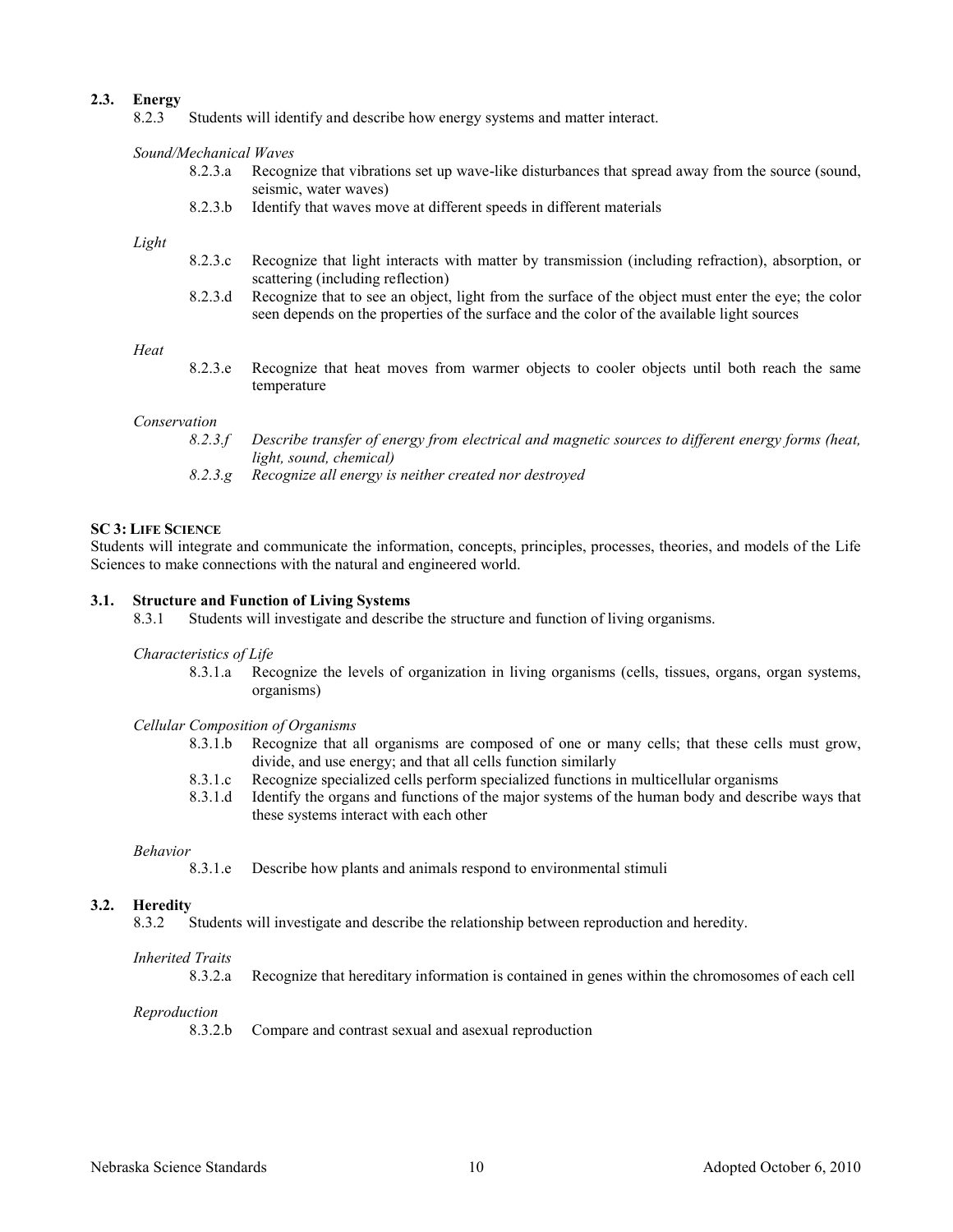### 2.3. Energy

8.2.3 Students will identify and describe how energy systems and matter interact.

*Sound/Mechanical Waves*

- 8.2.3.a Recognize that vibrations set up wave-like disturbances that spread away from the source (sound, seismic, water waves)
- 8.2.3.b Identify that waves move at different speeds in different materials

*Light*

- 8.2.3.c Recognize that light interacts with matter by transmission (including refraction), absorption, or scattering (including reflection)
- 8.2.3.d Recognize that to see an object, light from the surface of the object must enter the eye; the color seen depends on the properties of the surface and the color of the available light sources

*Heat*

- 8.2.3.e Recognize that heat moves from warmer objects to cooler objects until both reach the same temperature

*Conservation*

- *8.2.3.f Describe transfer of energy from electrical and magnetic sources to different energy forms (heat, light, sound, chemical)*
- *8.2.3.g Recognize all energy is neither created nor destroyed*

## SC 3: LIFE SCIENCE

Students will integrate and communicate the information, concepts, principles, processes, theories, and models of the Life Sciences to make connections with the natural and engineered world.

### 3.1. Structure and Function of Living Systems

8.3.1 Students will investigate and describe the structure and function of living organisms.

*Characteristics of Life*

- 8.3.1.a Recognize the levels of organization in living organisms (cells, tissues, organs, organ systems, organisms)

*Cellular Composition of Organisms*

- 8.3.1.b Recognize that all organisms are composed of one or many cells; that these cells must grow, divide, and use energy; and that all cells function similarly
- 8.3.1.c Recognize specialized cells perform specialized functions in multicellular organisms
- 8.3.1.d Identify the organs and functions of the major systems of the human body and describe ways that these systems interact with each other

*Behavior*

- 8.3.1.e Describe how plants and animals respond to environmental stimuli

### 3.2. Heredity

8.3.2 Students will investigate and describe the relationship between reproduction and heredity.

*Inherited Traits*

- 8.3.2.a Recognize that hereditary information is contained in genes within the chromosomes of each cell

*Reproduction*

- 8.3.2.b Compare and contrast sexual and asexual reproduction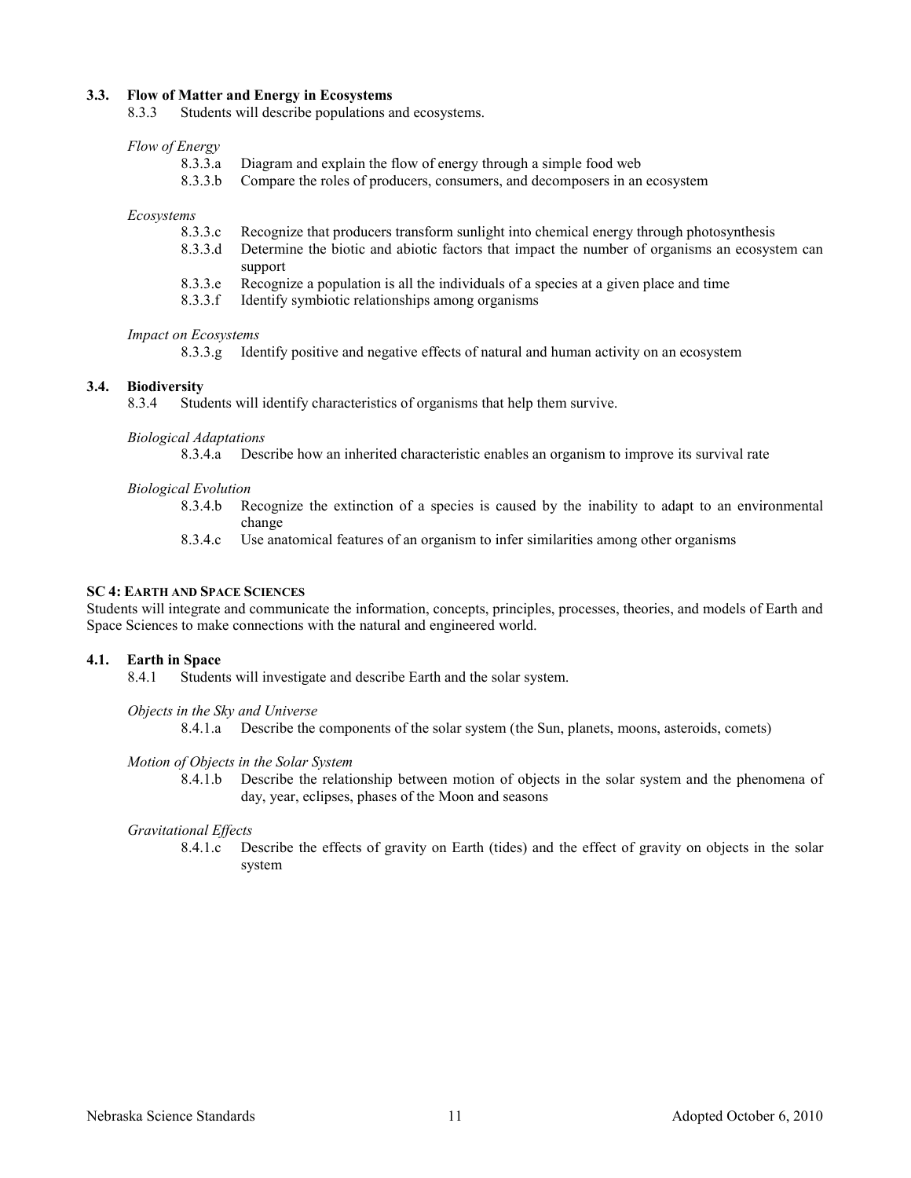### 3.3. Flow of Matter and Energy in Ecosystems

8.3.3 Students will describe populations and ecosystems.

*Flow of Energy*

- 8.3.3.a Diagram and explain the flow of energy through a simple food web
- 8.3.3.b Compare the roles of producers, consumers, and decomposers in an ecosystem

*Ecosystems*

- 8.3.3.c Recognize that producers transform sunlight into chemical energy through photosynthesis
- 8.3.3.d Determine the biotic and abiotic factors that impact the number of organisms an ecosystem can support
- 8.3.3.e Recognize a population is all the individuals of a species at a given place and time
- 8.3.3.f Identify symbiotic relationships among organisms

*Impact on Ecosystems*

- 8.3.3.g Identify positive and negative effects of natural and human activity on an ecosystem

### 3.4. Biodiversity

8.3.4 Students will identify characteristics of organisms that help them survive.

*Biological Adaptations*

- 8.3.4.a Describe how an inherited characteristic enables an organism to improve its survival rate

*Biological Evolution*

- 8.3.4.b Recognize the extinction of a species is caused by the inability to adapt to an environmental change
- 8.3.4.c Use anatomical features of an organism to infer similarities among other organisms

## SC 4: EARTH AND SPACE SCIENCES

Students will integrate and communicate the information, concepts, principles, processes, theories, and models of Earth and Space Sciences to make connections with the natural and engineered world.

### 4.1. Earth in Space

8.4.1 Students will investigate and describe Earth and the solar system.

*Objects in the Sky and Universe*

- 8.4.1.a Describe the components of the solar system (the Sun, planets, moons, asteroids, comets)

*Motion of Objects in the Solar System*

- 8.4.1.b Describe the relationship between motion of objects in the solar system and the phenomena of day, year, eclipses, phases of the Moon and seasons

*Gravitational Effects*

- 8.4.1.c Describe the effects of gravity on Earth (tides) and the effect of gravity on objects in the solar system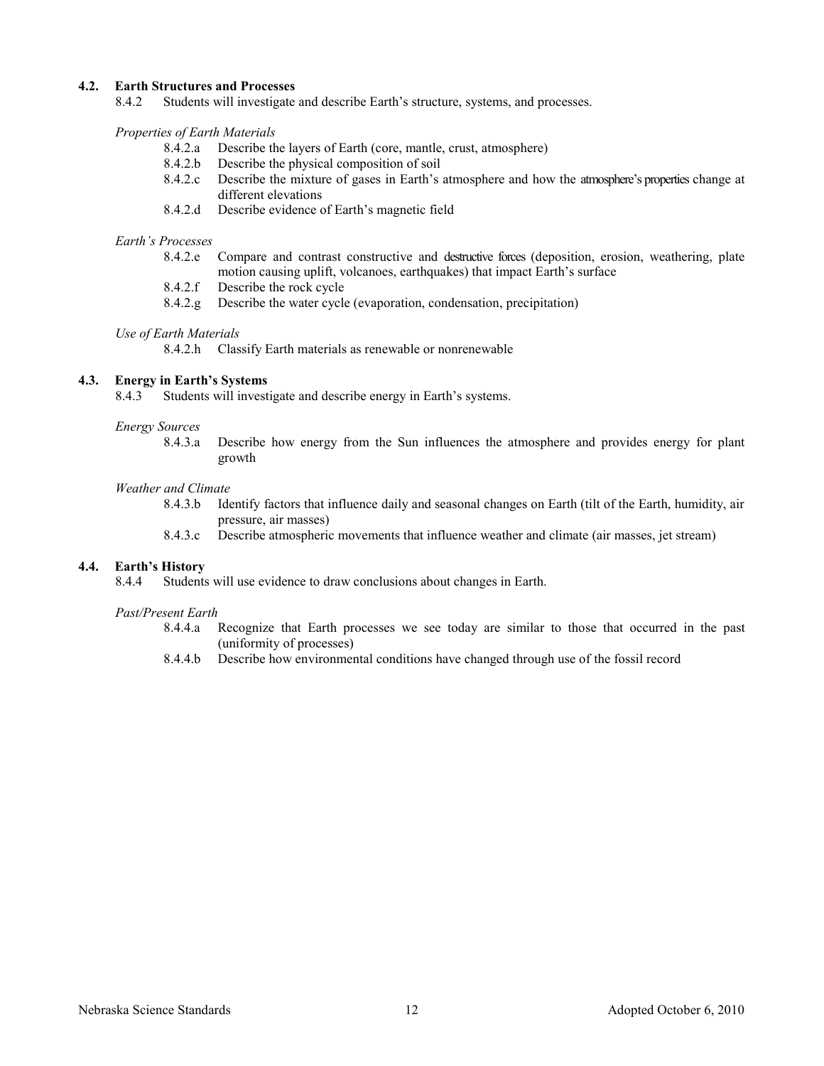### 4.2. Earth Structures and Processes

8.4.2 Students will investigate and describe Earth's structure, systems, and processes.

*Properties of Earth Materials*

- 8.4.2.a Describe the layers of Earth (core, mantle, crust, atmosphere)
- 8.4.2.b Describe the physical composition of soil
- 8.4.2.c Describe the mixture of gases in Earth's atmosphere and how the atmosphere's properties change at different elevations
- 8.4.2.d Describe evidence of Earth's magnetic field

*Earth's Processes*

- 8.4.2.e Compare and contrast constructive and destructive forces (deposition, erosion, weathering, plate motion causing uplift, volcanoes, earthquakes) that impact Earth's surface
- 8.4.2.f Describe the rock cycle
- 8.4.2.g Describe the water cycle (evaporation, condensation, precipitation)

*Use of Earth Materials*

- 8.4.2.h Classify Earth materials as renewable or nonrenewable

### 4.3. Energy in Earth's Systems

8.4.3 Students will investigate and describe energy in Earth's systems.

*Energy Sources*

- 8.4.3.a Describe how energy from the Sun influences the atmosphere and provides energy for plant growth

*Weather and Climate*

- 8.4.3.b Identify factors that influence daily and seasonal changes on Earth (tilt of the Earth, humidity, air pressure, air masses)
- 8.4.3.c Describe atmospheric movements that influence weather and climate (air masses, jet stream)

### 4.4. Earth's History

8.4.4 Students will use evidence to draw conclusions about changes in Earth.

*Past/Present Earth*

- 8.4.4.a Recognize that Earth processes we see today are similar to those that occurred in the past (uniformity of processes)
- 8.4.4.b Describe how environmental conditions have changed through use of the fossil record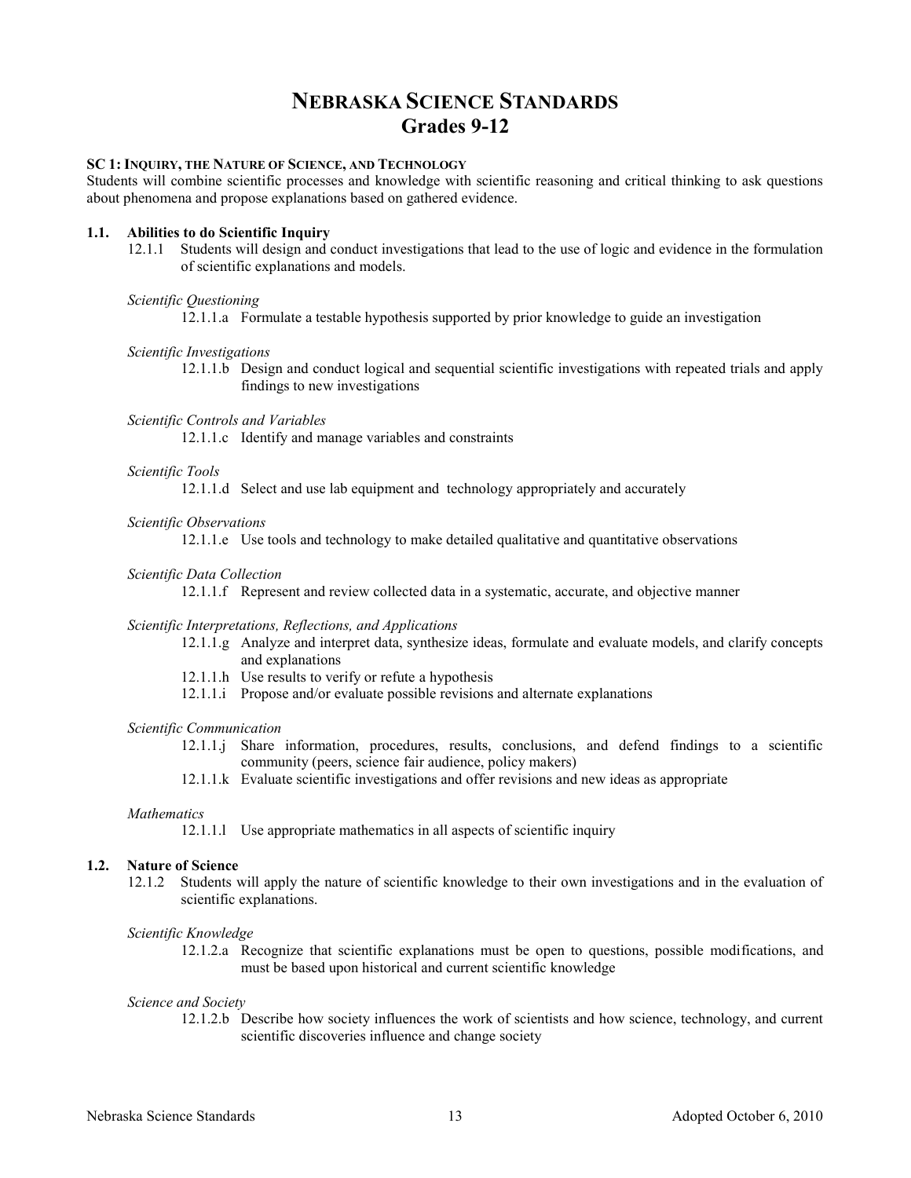# NEBRASKA SCIENCE STANDARDS
## Grades 9-12

**SC 1: INQUIRY, THE NATURE OF SCIENCE, AND TECHNOLOGY**
Students will combine scientific processes and knowledge with scientific reasoning and critical thinking to ask questions about phenomena and propose explanations based on gathered evidence.

**1.1. Abilities to do Scientific Inquiry**

12.1.1 Students will design and conduct investigations that lead to the use of logic and evidence in the formulation of scientific explanations and models.

*Scientific Questioning*

12.1.1.a Formulate a testable hypothesis supported by prior knowledge to guide an investigation

*Scientific Investigations*

12.1.1.b Design and conduct logical and sequential scientific investigations with repeated trials and apply findings to new investigations

*Scientific Controls and Variables*

12.1.1.c Identify and manage variables and constraints

*Scientific Tools*

12.1.1.d Select and use lab equipment and technology appropriately and accurately

*Scientific Observations*

12.1.1.e Use tools and technology to make detailed qualitative and quantitative observations

*Scientific Data Collection*

12.1.1.f Represent and review collected data in a systematic, accurate, and objective manner

*Scientific Interpretations, Reflections, and Applications*

12.1.1.g Analyze and interpret data, synthesize ideas, formulate and evaluate models, and clarify concepts and explanations
12.1.1.h Use results to verify or refute a hypothesis
12.1.1.i Propose and/or evaluate possible revisions and alternate explanations

*Scientific Communication*

12.1.1.j Share information, procedures, results, conclusions, and defend findings to a scientific community (peers, science fair audience, policy makers)
12.1.1.k Evaluate scientific investigations and offer revisions and new ideas as appropriate

*Mathematics*

12.1.1.l Use appropriate mathematics in all aspects of scientific inquiry

**1.2. Nature of Science**

12.1.2 Students will apply the nature of scientific knowledge to their own investigations and in the evaluation of scientific explanations.

*Scientific Knowledge*

12.1.2.a Recognize that scientific explanations must be open to questions, possible modifications, and must be based upon historical and current scientific knowledge

*Science and Society*

12.1.2.b Describe how society influences the work of scientists and how science, technology, and current scientific discoveries influence and change society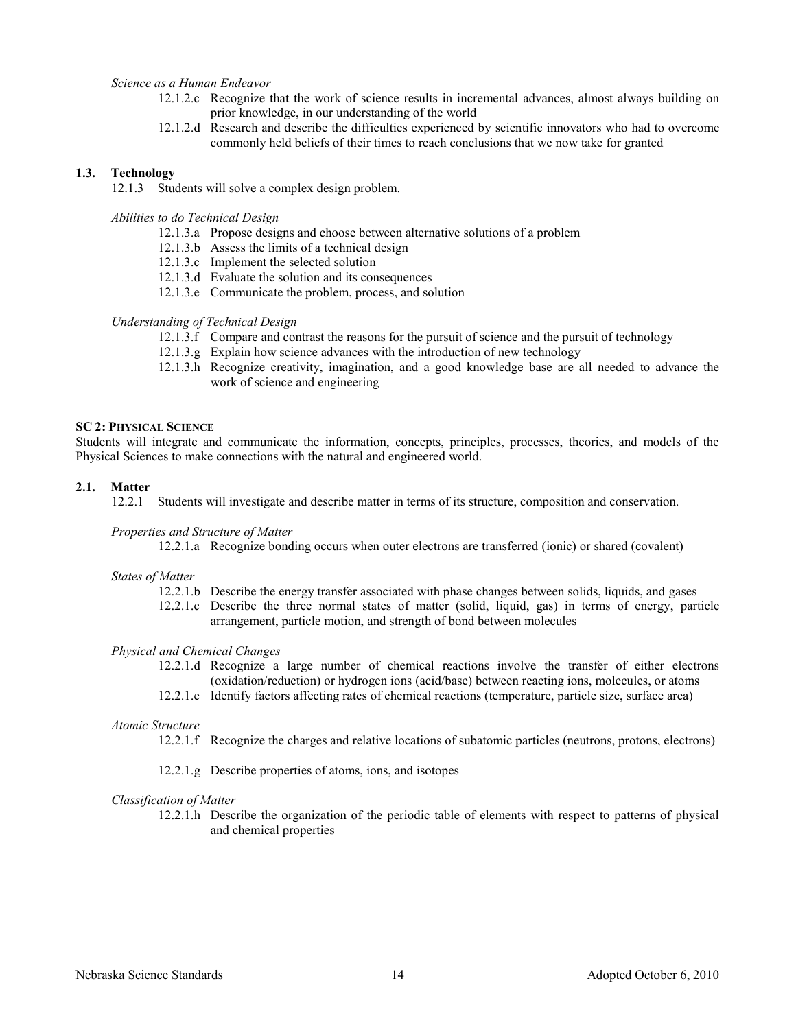*Science as a Human Endeavor*

- 12.1.2.c Recognize that the work of science results in incremental advances, almost always building on prior knowledge, in our understanding of the world
- 12.1.2.d Research and describe the difficulties experienced by scientific innovators who had to overcome commonly held beliefs of their times to reach conclusions that we now take for granted

### 1.3. Technology

12.1.3 Students will solve a complex design problem.

*Abilities to do Technical Design*

- 12.1.3.a Propose designs and choose between alternative solutions of a problem
- 12.1.3.b Assess the limits of a technical design
- 12.1.3.c Implement the selected solution
- 12.1.3.d Evaluate the solution and its consequences
- 12.1.3.e Communicate the problem, process, and solution

*Understanding of Technical Design*

- 12.1.3.f Compare and contrast the reasons for the pursuit of science and the pursuit of technology
- 12.1.3.g Explain how science advances with the introduction of new technology
- 12.1.3.h Recognize creativity, imagination, and a good knowledge base are all needed to advance the work of science and engineering

## SC 2: PHYSICAL SCIENCE

Students will integrate and communicate the information, concepts, principles, processes, theories, and models of the Physical Sciences to make connections with the natural and engineered world.

### 2.1. Matter

12.2.1 Students will investigate and describe matter in terms of its structure, composition and conservation.

*Properties and Structure of Matter*

- 12.2.1.a Recognize bonding occurs when outer electrons are transferred (ionic) or shared (covalent)

*States of Matter*

- 12.2.1.b Describe the energy transfer associated with phase changes between solids, liquids, and gases
- 12.2.1.c Describe the three normal states of matter (solid, liquid, gas) in terms of energy, particle arrangement, particle motion, and strength of bond between molecules

*Physical and Chemical Changes*

- 12.2.1.d Recognize a large number of chemical reactions involve the transfer of either electrons (oxidation/reduction) or hydrogen ions (acid/base) between reacting ions, molecules, or atoms
- 12.2.1.e Identify factors affecting rates of chemical reactions (temperature, particle size, surface area)

*Atomic Structure*

- 12.2.1.f Recognize the charges and relative locations of subatomic particles (neutrons, protons, electrons)
- 12.2.1.g Describe properties of atoms, ions, and isotopes

*Classification of Matter*

- 12.2.1.h Describe the organization of the periodic table of elements with respect to patterns of physical and chemical properties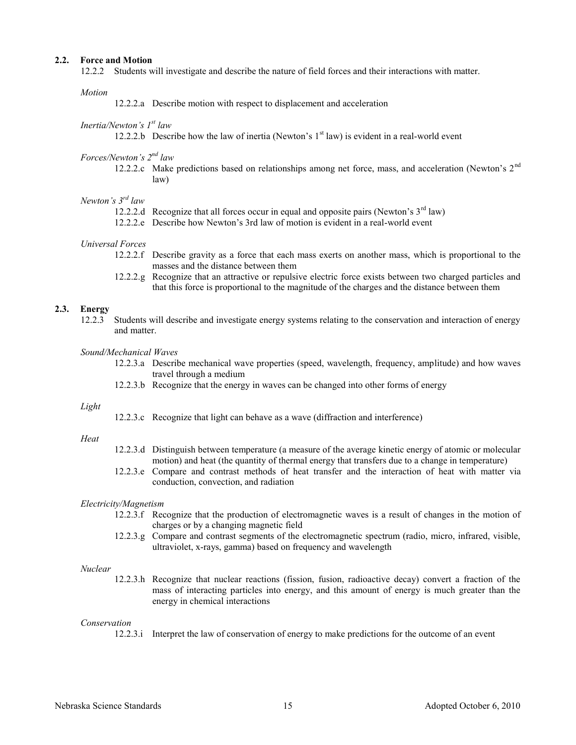### 2.2. Force and Motion

12.2.2 Students will investigate and describe the nature of field forces and their interactions with matter.

*Motion*

- 12.2.2.a Describe motion with respect to displacement and acceleration

*Inertia/Newton's 1st law*

- 12.2.2.b Describe how the law of inertia (Newton's 1st law) is evident in a real-world event

*Forces/Newton's 2nd law*

- 12.2.2.c Make predictions based on relationships among net force, mass, and acceleration (Newton's 2nd law)

*Newton's 3rd law*

- 12.2.2.d Recognize that all forces occur in equal and opposite pairs (Newton's 3rd law)
- 12.2.2.e Describe how Newton's 3rd law of motion is evident in a real-world event

*Universal Forces*

- 12.2.2.f Describe gravity as a force that each mass exerts on another mass, which is proportional to the masses and the distance between them
- 12.2.2.g Recognize that an attractive or repulsive electric force exists between two charged particles and that this force is proportional to the magnitude of the charges and the distance between them

### 2.3. Energy

12.2.3 Students will describe and investigate energy systems relating to the conservation and interaction of energy and matter.

*Sound/Mechanical Waves*

- 12.2.3.a Describe mechanical wave properties (speed, wavelength, frequency, amplitude) and how waves travel through a medium
- 12.2.3.b Recognize that the energy in waves can be changed into other forms of energy

*Light*

- 12.2.3.c Recognize that light can behave as a wave (diffraction and interference)

*Heat*

- 12.2.3.d Distinguish between temperature (a measure of the average kinetic energy of atomic or molecular motion) and heat (the quantity of thermal energy that transfers due to a change in temperature)
- 12.2.3.e Compare and contrast methods of heat transfer and the interaction of heat with matter via conduction, convection, and radiation

*Electricity/Magnetism*

- 12.2.3.f Recognize that the production of electromagnetic waves is a result of changes in the motion of charges or by a changing magnetic field
- 12.2.3.g Compare and contrast segments of the electromagnetic spectrum (radio, micro, infrared, visible, ultraviolet, x-rays, gamma) based on frequency and wavelength

*Nuclear*

- 12.2.3.h Recognize that nuclear reactions (fission, fusion, radioactive decay) convert a fraction of the mass of interacting particles into energy, and this amount of energy is much greater than the energy in chemical interactions

*Conservation*

- 12.2.3.i Interpret the law of conservation of energy to make predictions for the outcome of an event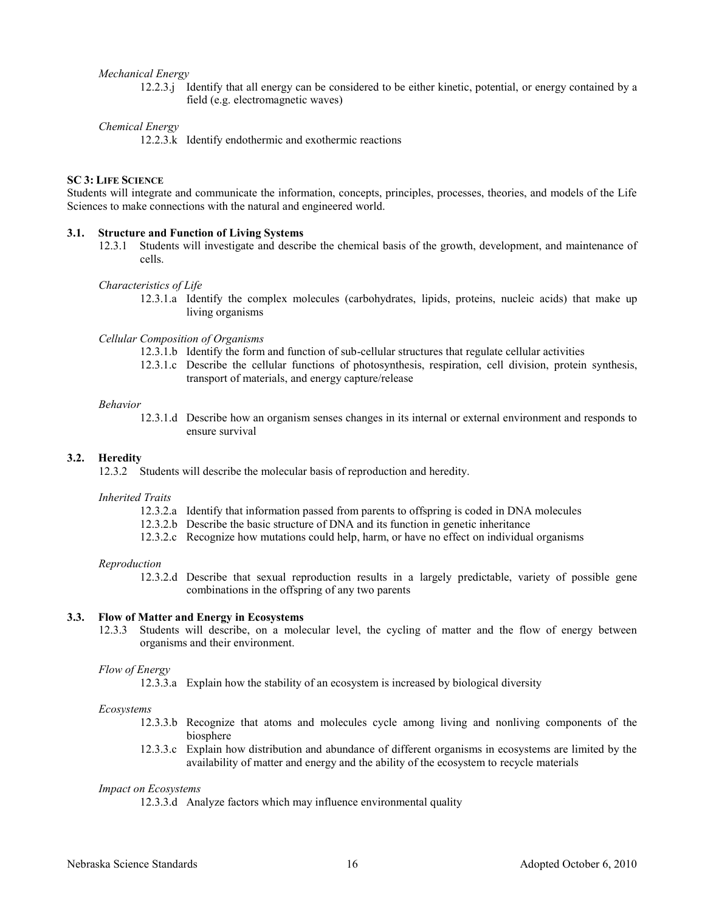*Mechanical Energy*

12.2.3.j Identify that all energy can be considered to be either kinetic, potential, or energy contained by a field (e.g. electromagnetic waves)

*Chemical Energy*

12.2.3.k Identify endothermic and exothermic reactions

**SC 3: LIFE SCIENCE**

Students will integrate and communicate the information, concepts, principles, processes, theories, and models of the Life Sciences to make connections with the natural and engineered world.

**3.1. Structure and Function of Living Systems**

12.3.1 Students will investigate and describe the chemical basis of the growth, development, and maintenance of cells.

*Characteristics of Life*

12.3.1.a Identify the complex molecules (carbohydrates, lipids, proteins, nucleic acids) that make up living organisms

*Cellular Composition of Organisms*

12.3.1.b Identify the form and function of sub-cellular structures that regulate cellular activities

12.3.1.c Describe the cellular functions of photosynthesis, respiration, cell division, protein synthesis, transport of materials, and energy capture/release

*Behavior*

12.3.1.d Describe how an organism senses changes in its internal or external environment and responds to ensure survival

**3.2. Heredity**

12.3.2 Students will describe the molecular basis of reproduction and heredity.

*Inherited Traits*

12.3.2.a Identify that information passed from parents to offspring is coded in DNA molecules

12.3.2.b Describe the basic structure of DNA and its function in genetic inheritance

12.3.2.c Recognize how mutations could help, harm, or have no effect on individual organisms

*Reproduction*

12.3.2.d Describe that sexual reproduction results in a largely predictable, variety of possible gene combinations in the offspring of any two parents

**3.3. Flow of Matter and Energy in Ecosystems**

12.3.3 Students will describe, on a molecular level, the cycling of matter and the flow of energy between organisms and their environment.

*Flow of Energy*

12.3.3.a Explain how the stability of an ecosystem is increased by biological diversity

*Ecosystems*

12.3.3.b Recognize that atoms and molecules cycle among living and nonliving components of the biosphere

12.3.3.c Explain how distribution and abundance of different organisms in ecosystems are limited by the availability of matter and energy and the ability of the ecosystem to recycle materials

*Impact on Ecosystems*

12.3.3.d Analyze factors which may influence environmental quality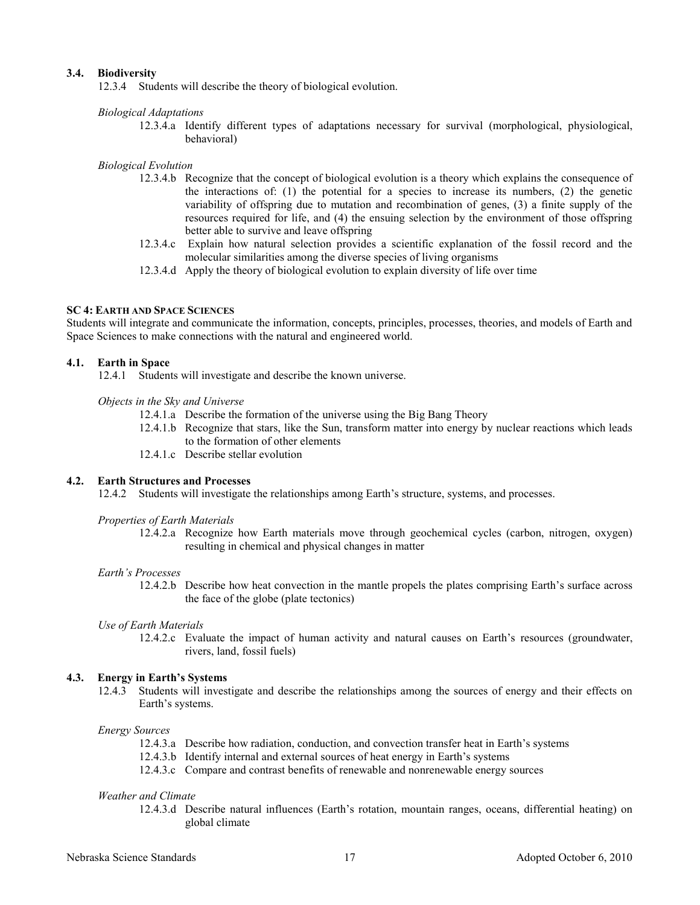### 3.4. Biodiversity

12.3.4 Students will describe the theory of biological evolution.

*Biological Adaptations*

- 12.3.4.a Identify different types of adaptations necessary for survival (morphological, physiological, behavioral)

*Biological Evolution*

- 12.3.4.b Recognize that the concept of biological evolution is a theory which explains the consequence of the interactions of: (1) the potential for a species to increase its numbers, (2) the genetic variability of offspring due to mutation and recombination of genes, (3) a finite supply of the resources required for life, and (4) the ensuing selection by the environment of those offspring better able to survive and leave offspring
- 12.3.4.c Explain how natural selection provides a scientific explanation of the fossil record and the molecular similarities among the diverse species of living organisms
- 12.3.4.d Apply the theory of biological evolution to explain diversity of life over time

## SC 4: EARTH AND SPACE SCIENCES

Students will integrate and communicate the information, concepts, principles, processes, theories, and models of Earth and Space Sciences to make connections with the natural and engineered world.

### 4.1. Earth in Space

12.4.1 Students will investigate and describe the known universe.

*Objects in the Sky and Universe*

- 12.4.1.a Describe the formation of the universe using the Big Bang Theory
- 12.4.1.b Recognize that stars, like the Sun, transform matter into energy by nuclear reactions which leads to the formation of other elements
- 12.4.1.c Describe stellar evolution

### 4.2. Earth Structures and Processes

12.4.2 Students will investigate the relationships among Earth's structure, systems, and processes.

*Properties of Earth Materials*

- 12.4.2.a Recognize how Earth materials move through geochemical cycles (carbon, nitrogen, oxygen) resulting in chemical and physical changes in matter

*Earth's Processes*

- 12.4.2.b Describe how heat convection in the mantle propels the plates comprising Earth's surface across the face of the globe (plate tectonics)

*Use of Earth Materials*

- 12.4.2.c Evaluate the impact of human activity and natural causes on Earth's resources (groundwater, rivers, land, fossil fuels)

### 4.3. Energy in Earth's Systems

12.4.3 Students will investigate and describe the relationships among the sources of energy and their effects on Earth's systems.

*Energy Sources*

- 12.4.3.a Describe how radiation, conduction, and convection transfer heat in Earth's systems
- 12.4.3.b Identify internal and external sources of heat energy in Earth's systems
- 12.4.3.c Compare and contrast benefits of renewable and nonrenewable energy sources

*Weather and Climate*

- 12.4.3.d Describe natural influences (Earth's rotation, mountain ranges, oceans, differential heating) on global climate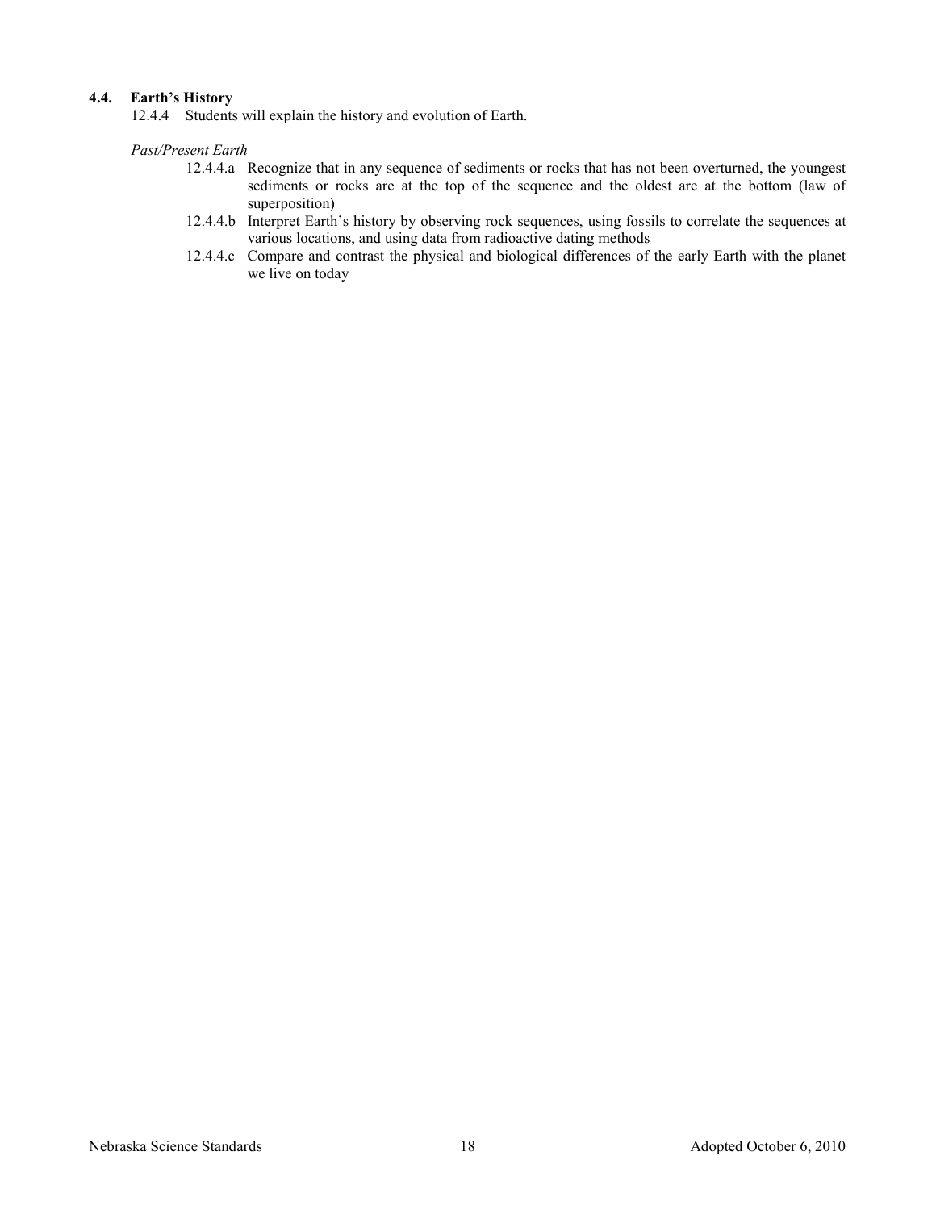### 4.4. Earth's History

12.4.4 Students will explain the history and evolution of Earth.

*Past/Present Earth*

- 12.4.4.a Recognize that in any sequence of sediments or rocks that has not been overturned, the youngest sediments or rocks are at the top of the sequence and the oldest are at the bottom (law of superposition)
- 12.4.4.b Interpret Earth's history by observing rock sequences, using fossils to correlate the sequences at various locations, and using data from radioactive dating methods
- 12.4.4.c Compare and contrast the physical and biological differences of the early Earth with the planet we live on today